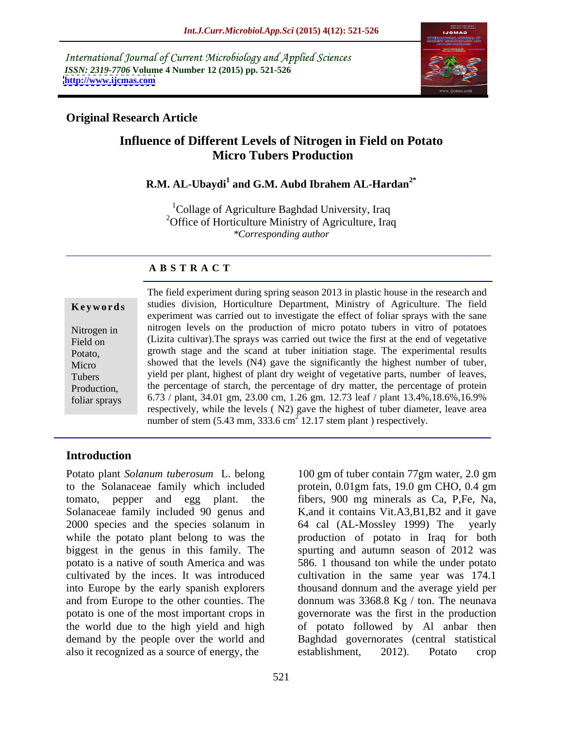International Journal of Current Microbiology and Applied Sciences
*ISSN: 2319-7706* **Volume 4 Number 12 (2015) pp. 521-526**
**http://www.ijcmas.com**

**Original Research Article**

# Influence of Different Levels of Nitrogen in Field on Potato Micro Tubers Production

**R.M. AL-Ubaydi[1] and G.M. Aubd Ibrahem AL-Hardan[2*]**

[1]Collage of Agriculture Baghdad University, Iraq
[2]Office of Horticulture Ministry of Agriculture, Iraq
*\*Corresponding author*

## ABSTRACT

**Keywords**

Nitrogen in Field on Potato, Micro Tubers Production, foliar sprays

The field experiment during spring season 2013 in plastic house in the research and studies division, Horticulture Department, Ministry of Agriculture. The field experiment was carried out to investigate the effect of foliar sprays with the sane nitrogen levels on the production of micro potato tubers in vitro of potatoes (Lizita cultivar).The sprays was carried out twice the first at the end of vegetative growth stage and the scand at tuber initiation stage. The experimental results showed that the levels (N4) gave the significantly the highest number of tuber, yield per plant, highest of plant dry weight of vegetative parts, number of leaves, the percentage of starch, the percentage of dry matter, the percentage of protein 6.73 / plant, 34.01 gm, 23.00 cm, 1.26 gm. 12.73 leaf / plant 13.4%,18.6%,16.9% respectively, while the levels ( N2) gave the highest of tuber diameter, leave area number of stem (5.43 mm, 333.6 $cm^2$ 12.17 stem plant ) respectively.

## Introduction

Potato plant *Solanum tuberosum* L. belong to the Solanaceae family which included tomato, pepper and egg plant. the Solanaceae family included 90 genus and 2000 species and the species solanum in while the potato plant belong to was the biggest in the genus in this family. The potato is a native of south America and was cultivated by the inces. It was introduced into Europe by the early spanish explorers and from Europe to the other counties. The potato is one of the most important crops in the world due to the high yield and high demand by the people over the world and also it recognized as a source of energy, the 100 gm of tuber contain 77gm water, 2.0 gm protein, 0.01gm fats, 19.0 gm CHO, 0.4 gm fibers, 900 mg minerals as Ca, P,Fe, Na, K,and it contains Vit.A3,B1,B2 and it gave 64 cal (AL-Mossley 1999) The yearly production of potato in Iraq for both spurting and autumn season of 2012 was 586. 1 thousand ton while the under potato cultivation in the same year was 174.1 thousand donnum and the average yield per donnum was 3368.8 Kg / ton. The neunava governorate was the first in the production of potato followed by Al anbar then Baghdad governorates (central statistical establishment, 2012). Potato crop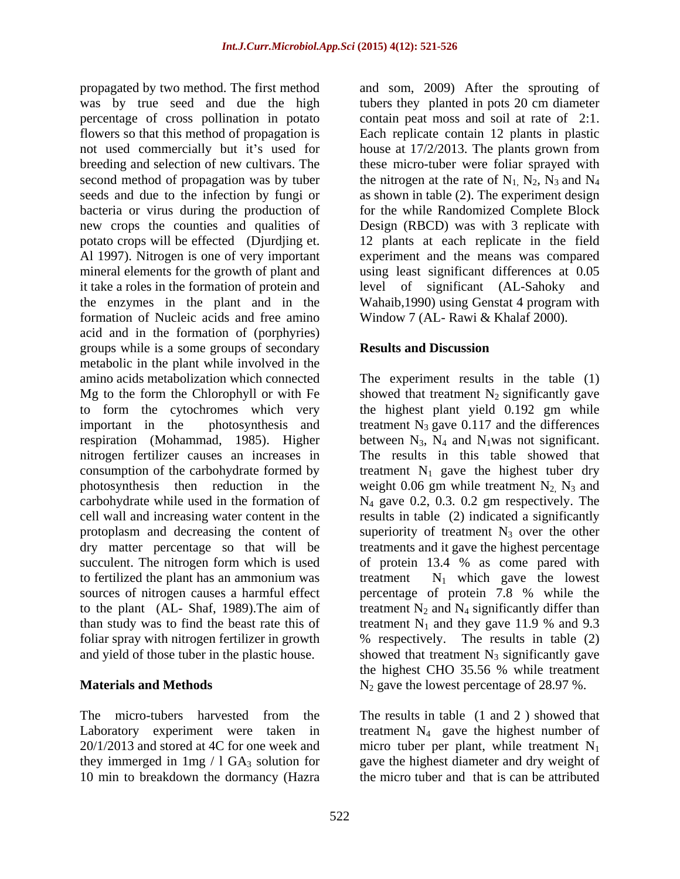propagated by two method. The first method was by true seed and due the high percentage of cross pollination in potato flowers so that this method of propagation is not used commercially but it's used for breeding and selection of new cultivars. The second method of propagation was by tuber seeds and due to the infection by fungi or bacteria or virus during the production of new crops the counties and qualities of potato crops will be effected (Djurdjing et. Al 1997). Nitrogen is one of very important mineral elements for the growth of plant and it take a roles in the formation of protein and the enzymes in the plant and in the formation of Nucleic acids and free amino acid and in the formation of (porphyries) groups while is a some groups of secondary metabolic in the plant while involved in the amino acids metabolization which connected Mg to the form the Chlorophyll or with Fe to form the cytochromes which very important in the photosynthesis and respiration (Mohammad, 1985). Higher nitrogen fertilizer causes an increases in consumption of the carbohydrate formed by photosynthesis then reduction in the carbohydrate while used in the formation of cell wall and increasing water content in the protoplasm and decreasing the content of dry matter percentage so that will be succulent. The nitrogen form which is used to fertilized the plant has an ammonium was sources of nitrogen causes a harmful effect to the plant (AL- Shaf, 1989).The aim of than study was to find the beast rate this of foliar spray with nitrogen fertilizer in growth and yield of those tuber in the plastic house.

## Materials and Methods

The micro-tubers harvested from the Laboratory experiment were taken in 20/1/2013 and stored at 4C for one week and they immerged in 1mg / l $GA_3$ solution for 10 min to breakdown the dormancy (Hazra and som, 2009) After the sprouting of tubers they planted in pots 20 cm diameter contain peat moss and soil at rate of 2:1. Each replicate contain 12 plants in plastic house at 17/2/2013. The plants grown from these micro-tuber were foliar sprayed with the nitrogen at the rate of $N_1$, $N_2$, $N_3$ and $N_4$ as shown in table (2). The experiment design for the while Randomized Complete Block Design (RBCD) was with 3 replicate with 12 plants at each replicate in the field experiment and the means was compared using least significant differences at 0.05 level of significant (AL-Sahoky and Wahaib,1990) using Genstat 4 program with Window 7 (AL- Rawi & Khalaf 2000).

## Results and Discussion

The experiment results in the table (1) showed that treatment $N_2$ significantly gave the highest plant yield 0.192 gm while treatment $N_3$ gave 0.117 and the differences between $N_3$, $N_4$ and $N_1$was not significant. The results in this table showed that treatment $N_1$ gave the highest tuber dry weight 0.06 gm while treatment $N_2$, $N_3$ and $N_4$ gave 0.2, 0.3. 0.2 gm respectively. The results in table (2) indicated a significantly superiority of treatment $N_3$ over the other treatments and it gave the highest percentage of protein 13.4 % as come pared with treatment $N_1$ which gave the lowest percentage of protein 7.8 % while the treatment $N_2$ and $N_4$ significantly differ than treatment $N_1$ and they gave 11.9 % and 9.3 % respectively. The results in table (2) showed that treatment $N_3$ significantly gave the highest CHO 35.56 % while treatment $N_2$ gave the lowest percentage of 28.97 %.

The results in table (1 and 2 ) showed that treatment $N_4$ gave the highest number of micro tuber per plant, while treatment $N_1$ gave the highest diameter and dry weight of the micro tuber and that is can be attributed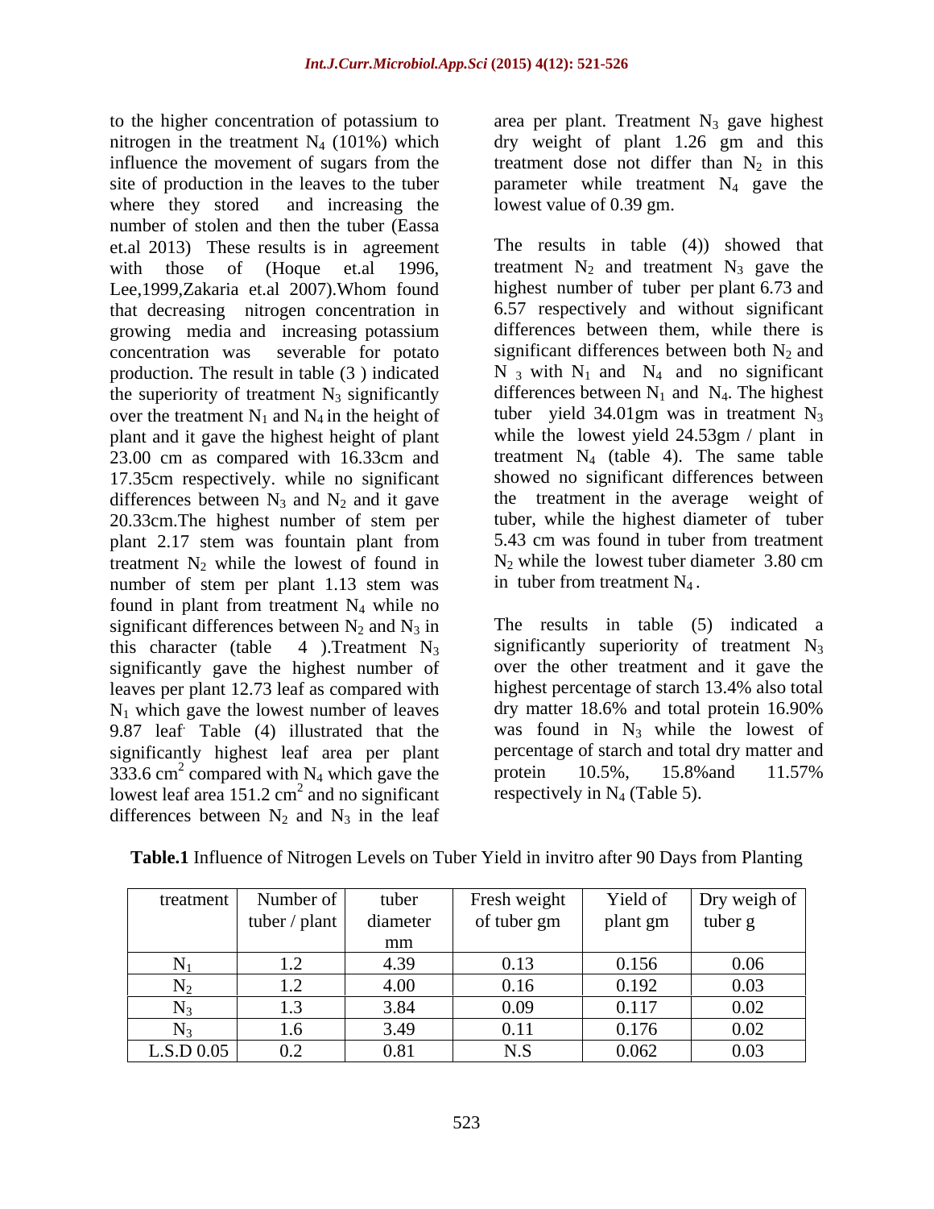to the higher concentration of potassium to nitrogen in the treatment $N_4$ (101%) which influence the movement of sugars from the site of production in the leaves to the tuber where they stored and increasing the number of stolen and then the tuber (Eassa et.al 2013) These results is in agreement with those of (Hoque et.al 1996, Lee,1999,Zakaria et.al 2007).Whom found that decreasing nitrogen concentration in growing media and increasing potassium concentration was severable for potato production. The result in table (3 ) indicated the superiority of treatment $N_3$ significantly over the treatment $N_1$ and $N_4$ in the height of plant and it gave the highest height of plant 23.00 cm as compared with 16.33cm and 17.35cm respectively. while no significant differences between $N_3$ and $N_2$ and it gave 20.33cm.The highest number of stem per plant 2.17 stem was fountain plant from treatment $N_2$ while the lowest of found in number of stem per plant 1.13 stem was found in plant from treatment $N_4$ while no significant differences between $N_2$ and $N_3$ in this character (table 4 ).Treatment $N_3$ significantly gave the highest number of leaves per plant 12.73 leaf as compared with $N_1$ which gave the lowest number of leaves 9.87 leaf. Table (4) illustrated that the significantly highest leaf area per plant 333.6 $cm^2$ compared with $N_4$ which gave the lowest leaf area 151.2 $cm^2$ and no significant differences between $N_2$ and $N_3$ in the leaf area per plant. Treatment $N_3$ gave highest dry weight of plant 1.26 gm and this treatment dose not differ than $N_2$ in this parameter while treatment $N_4$ gave the lowest value of 0.39 gm.

The results in table (4)) showed that treatment $N_2$ and treatment $N_3$ gave the highest number of tuber per plant 6.73 and 6.57 respectively and without significant differences between them, while there is significant differences between both $N_2$ and $N_3$ with $N_1$ and $N_4$ and no significant differences between $N_1$ and $N_4$. The highest tuber yield 34.01gm was in treatment $N_3$ while the lowest yield 24.53gm / plant in treatment $N_4$ (table 4). The same table showed no significant differences between the treatment in the average weight of tuber, while the highest diameter of tuber 5.43 cm was found in tuber from treatment $N_2$ while the lowest tuber diameter 3.80 cm in tuber from treatment $N_4$.

The results in table (5) indicated a significantly superiority of treatment $N_3$ over the other treatment and it gave the highest percentage of starch 13.4% also total dry matter 18.6% and total protein 16.90% was found in $N_3$ while the lowest of percentage of starch and total dry matter and protein 10.5%, 15.8%and 11.57% respectively in $N_4$ (Table 5).

**Table.1** Influence of Nitrogen Levels on Tuber Yield in invitro after 90 Days from Planting

| treatment | Number of tuber / plant | tuber diameter mm | Fresh weight of tuber gm | Yield of plant gm | Dry weigh of tuber g |
|---|---|---|---|---|---|
| $N_1$ | 1.2 | 4.39 | 0.13 | 0.156 | 0.06 |
| $N_2$ | 1.2 | 4.00 | 0.16 | 0.192 | 0.03 |
| $N_3$ | 1.3 | 3.84 | 0.09 | 0.117 | 0.02 |
| $N_3$ | 1.6 | 3.49 | 0.11 | 0.176 | 0.02 |
| L.S.D 0.05 | 0.2 | 0.81 | N.S | 0.062 | 0.03 |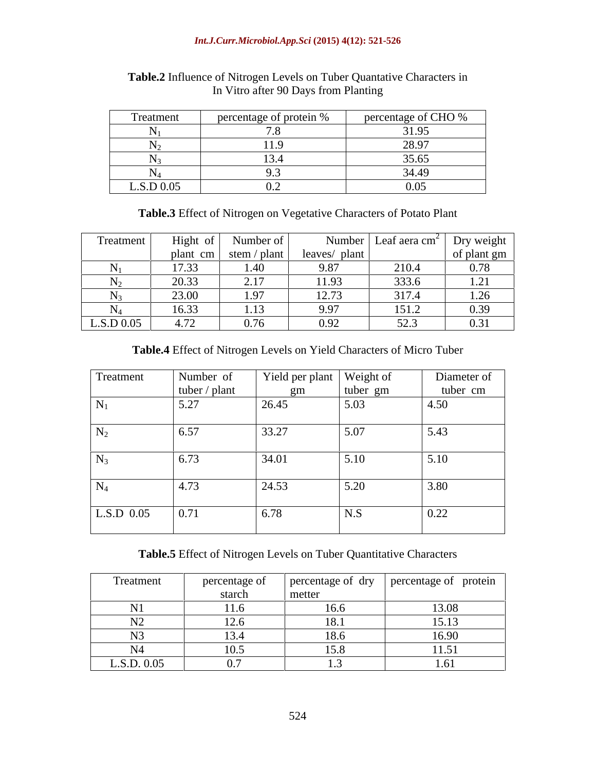**Table.2** Influence of Nitrogen Levels on Tuber Quantative Characters in In Vitro after 90 Days from Planting

| Treatment | percentage of protein % | percentage of CHO % |
|---|---|---|
| $N_1$ | 7.8 | 31.95 |
| $N_2$ | 11.9 | 28.97 |
| $N_3$ | 13.4 | 35.65 |
| $N_4$ | 9.3 | 34.49 |
| L.S.D 0.05 | 0.2 | 0.05 |

**Table.3** Effect of Nitrogen on Vegetative Characters of Potato Plant

| Treatment | Hight of plant cm | Number of stem / plant | Number leaves/ plant | Leaf aera cm$^2$ | Dry weight of plant gm |
|---|---|---|---|---|---|
| $N_1$ | 17.33 | 1.40 | 9.87 | 210.4 | 0.78 |
| $N_2$ | 20.33 | 2.17 | 11.93 | 333.6 | 1.21 |
| $N_3$ | 23.00 | 1.97 | 12.73 | 317.4 | 1.26 |
| $N_4$ | 16.33 | 1.13 | 9.97 | 151.2 | 0.39 |
| L.S.D 0.05 | 4.72 | 0.76 | 0.92 | 52.3 | 0.31 |

**Table.4** Effect of Nitrogen Levels on Yield Characters of Micro Tuber

| Treatment | Number of tuber / plant | Yield per plant gm | Weight of tuber gm | Diameter of tuber cm |
|---|---|---|---|---|
| $N_1$ | 5.27 | 26.45 | 5.03 | 4.50 |
| $N_2$ | 6.57 | 33.27 | 5.07 | 5.43 |
| $N_3$ | 6.73 | 34.01 | 5.10 | 5.10 |
| $N_4$ | 4.73 | 24.53 | 5.20 | 3.80 |
| L.S.D 0.05 | 0.71 | 6.78 | N.S | 0.22 |

**Table.5** Effect of Nitrogen Levels on Tuber Quantitative Characters

| Treatment | percentage of starch | percentage of dry metter | percentage of protein |
|---|---|---|---|
| N1 | 11.6 | 16.6 | 13.08 |
| N2 | 12.6 | 18.1 | 15.13 |
| N3 | 13.4 | 18.6 | 16.90 |
| N4 | 10.5 | 15.8 | 11.51 |
| L.S.D. 0.05 | 0.7 | 1.3 | 1.61 |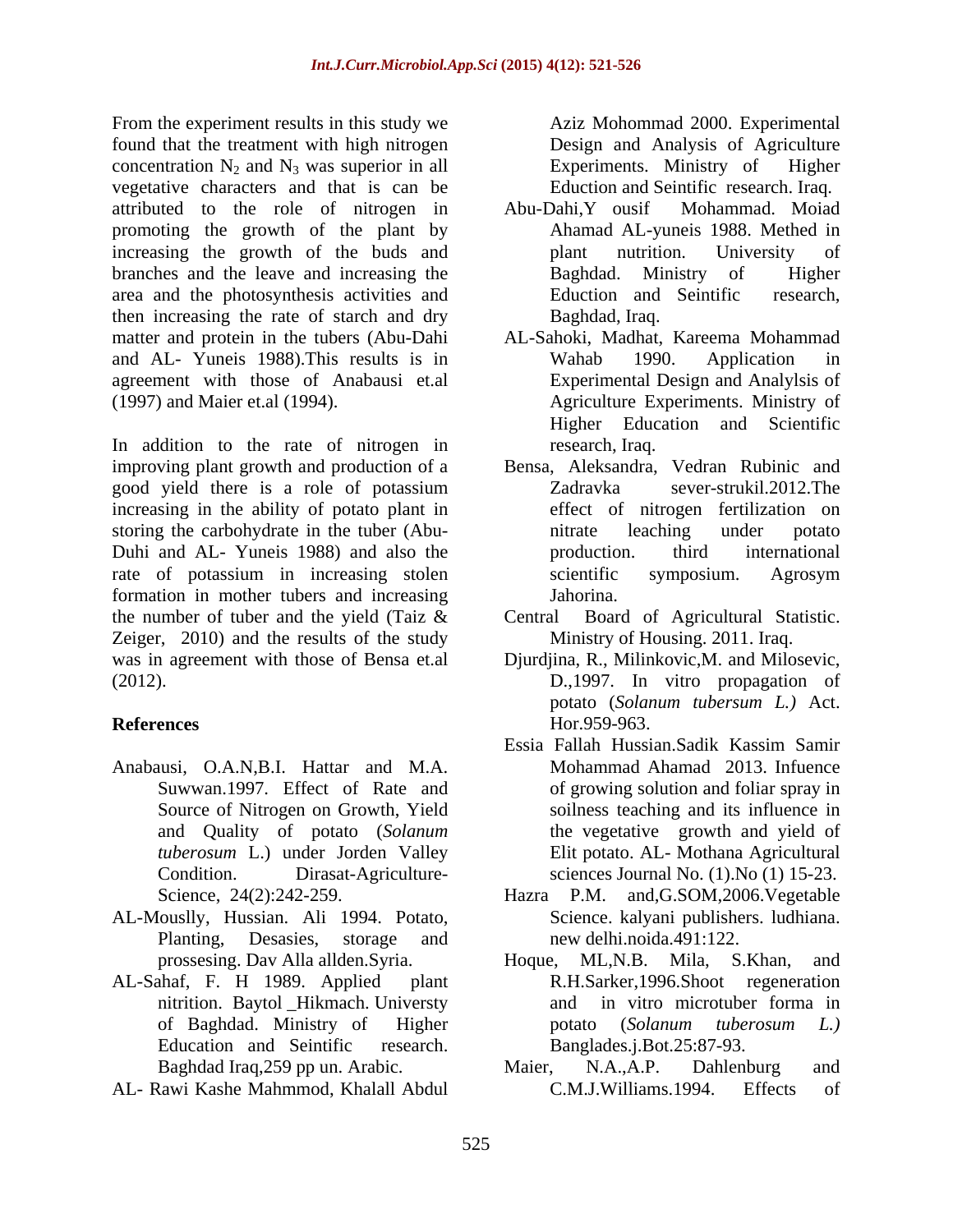From the experiment results in this study we found that the treatment with high nitrogen concentration $N_2$ and $N_3$ was superior in all vegetative characters and that is can be attributed to the role of nitrogen in promoting the growth of the plant by increasing the growth of the buds and branches and the leave and increasing the area and the photosynthesis activities and then increasing the rate of starch and dry matter and protein in the tubers (Abu-Dahi and AL- Yuneis 1988).This results is in agreement with those of Anabausi et.al (1997) and Maier et.al (1994).

In addition to the rate of nitrogen in improving plant growth and production of a good yield there is a role of potassium increasing in the ability of potato plant in storing the carbohydrate in the tuber (Abu-Duhi and AL- Yuneis 1988) and also the rate of potassium in increasing stolen formation in mother tubers and increasing the number of tuber and the yield (Taiz & Zeiger, 2010) and the results of the study was in agreement with those of Bensa et.al (2012).

## References

- Anabausi, O.A.N,B.I. Hattar and M.A. Suwwan.1997. Effect of Rate and Source of Nitrogen on Growth, Yield and Quality of potato (*Solanum tuberosum* L.) under Jorden Valley Condition. Dirasat-Agriculture-Science, 24(2):242-259.
- AL-Mouslly, Hussian. Ali 1994. Potato, Planting, Desasies, storage and prossesing. Dav Alla allden.Syria.
- AL-Sahaf, F. H 1989. Applied plant nitrition. Baytol _Hikmach. Universty of Baghdad. Ministry of Higher Education and Seintific research. Baghdad Iraq,259 pp un. Arabic.
- AL- Rawi Kashe Mahmmod, Khalall Abdul Aziz Mohommad 2000. Experimental Design and Analysis of Agriculture Experiments. Ministry of Higher Eduction and Seintific research. Iraq.
- Abu-Dahi,Y ousif Mohammad. Moiad Ahamad AL-yuneis 1988. Methed in plant nutrition. University of Baghdad. Ministry of Higher Eduction and Seintific research, Baghdad, Iraq.
- AL-Sahoki, Madhat, Kareema Mohammad Wahab 1990. Application in Experimental Design and Analylsis of Agriculture Experiments. Ministry of Higher Education and Scientific research, Iraq.
- Bensa, Aleksandra, Vedran Rubinic and Zadravka sever-strukil.2012.The effect of nitrogen fertilization on nitrate leaching under potato production. third international scientific symposium. Agrosym Jahorina.
- Central Board of Agricultural Statistic. Ministry of Housing. 2011. Iraq.
- Djurdjina, R., Milinkovic,M. and Milosevic, D.,1997. In vitro propagation of potato (*Solanum tubersum L.)* Act. Hor.959-963.
- Essia Fallah Hussian.Sadik Kassim Samir Mohammad Ahamad 2013. Infuence of growing solution and foliar spray in soilness teaching and its influence in the vegetative growth and yield of Elit potato. AL- Mothana Agricultural sciences Journal No. (1).No (1) 15-23.
- Hazra P.M. and,G.SOM,2006.Vegetable Science. kalyani publishers. ludhiana. new delhi.noida.491:122.
- Hoque, ML,N.B. Mila, S.Khan, and R.H.Sarker,1996.Shoot regeneration and in vitro microtuber forma in potato (*Solanum tuberosum L.)* Banglades.j.Bot.25:87-93.
- Maier, N.A.,A.P. Dahlenburg and C.M.J.Williams.1994. Effects of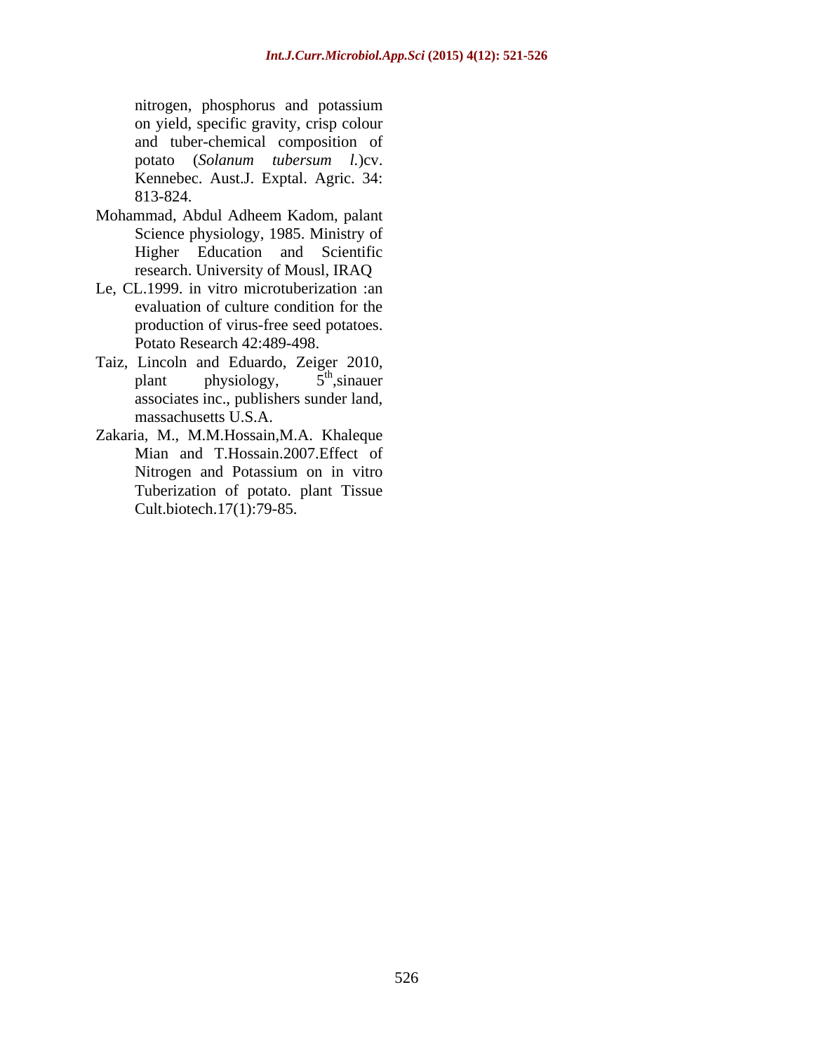nitrogen, phosphorus and potassium on yield, specific gravity, crisp colour and tuber-chemical composition of potato (*Solanum tubersum l.*)cv. Kennebec. Aust.J. Exptal. Agric. 34: 813-824.

Mohammad, Abdul Adheem Kadom, palant Science physiology, 1985. Ministry of Higher Education and Scientific research. University of Mousl, IRAQ

Le, CL.1999. in vitro microtuberization :an evaluation of culture condition for the production of virus-free seed potatoes. Potato Research 42:489-498.

Taiz, Lincoln and Eduardo, Zeiger 2010, plant physiology, 5th,sinauer associates inc., publishers sunder land, massachusetts U.S.A.

Zakaria, M., M.M.Hossain,M.A. Khaleque Mian and T.Hossain.2007.Effect of Nitrogen and Potassium on in vitro Tuberization of potato. plant Tissue Cult.biotech.17(1):79-85.